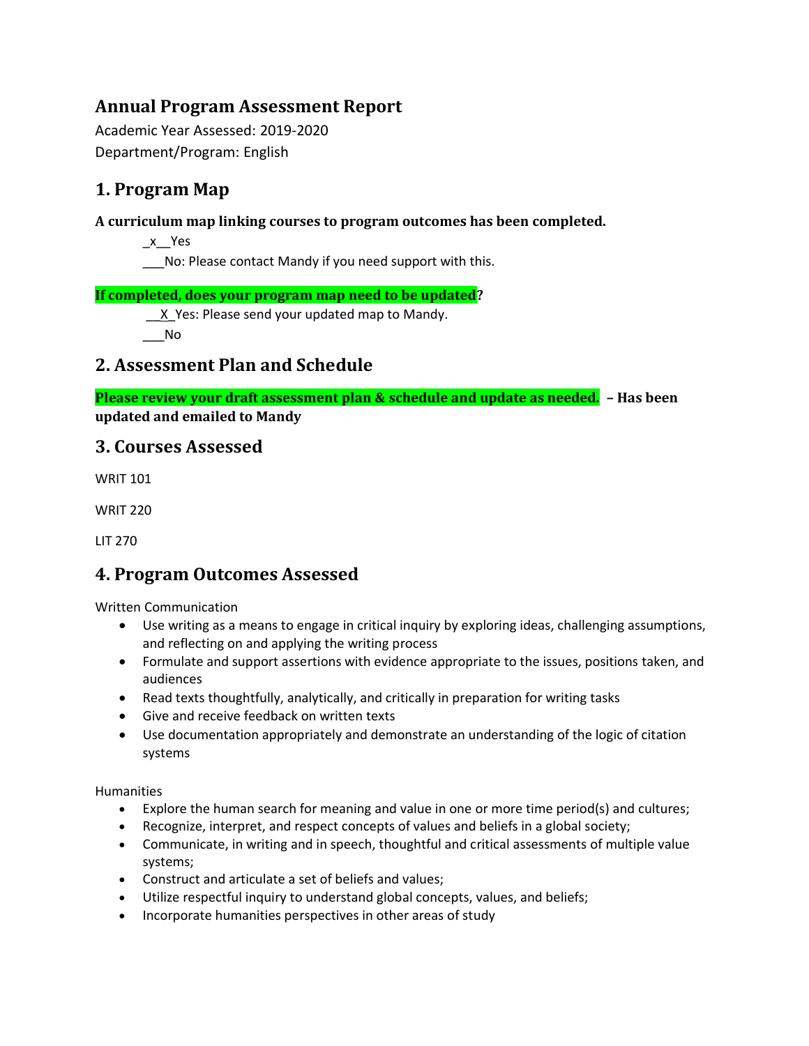# Annual Program Assessment Report

Academic Year Assessed: 2019-2020

Department/Program: English

## 1. Program Map

**A curriculum map linking courses to program outcomes has been completed.**

_x__Yes

___No: Please contact Mandy if you need support with this.

**If completed, does your program map need to be updated?**

__X_Yes: Please send your updated map to Mandy.

___No

## 2. Assessment Plan and Schedule

**Please review your draft assessment plan & schedule and update as needed. – Has been updated and emailed to Mandy**

## 3. Courses Assessed

WRIT 101

WRIT 220

LIT 270

## 4. Program Outcomes Assessed

Written Communication

- Use writing as a means to engage in critical inquiry by exploring ideas, challenging assumptions, and reflecting on and applying the writing process
- Formulate and support assertions with evidence appropriate to the issues, positions taken, and audiences
- Read texts thoughtfully, analytically, and critically in preparation for writing tasks
- Give and receive feedback on written texts
- Use documentation appropriately and demonstrate an understanding of the logic of citation systems

Humanities

- Explore the human search for meaning and value in one or more time period(s) and cultures;
- Recognize, interpret, and respect concepts of values and beliefs in a global society;
- Communicate, in writing and in speech, thoughtful and critical assessments of multiple value systems;
- Construct and articulate a set of beliefs and values;
- Utilize respectful inquiry to understand global concepts, values, and beliefs;
- Incorporate humanities perspectives in other areas of study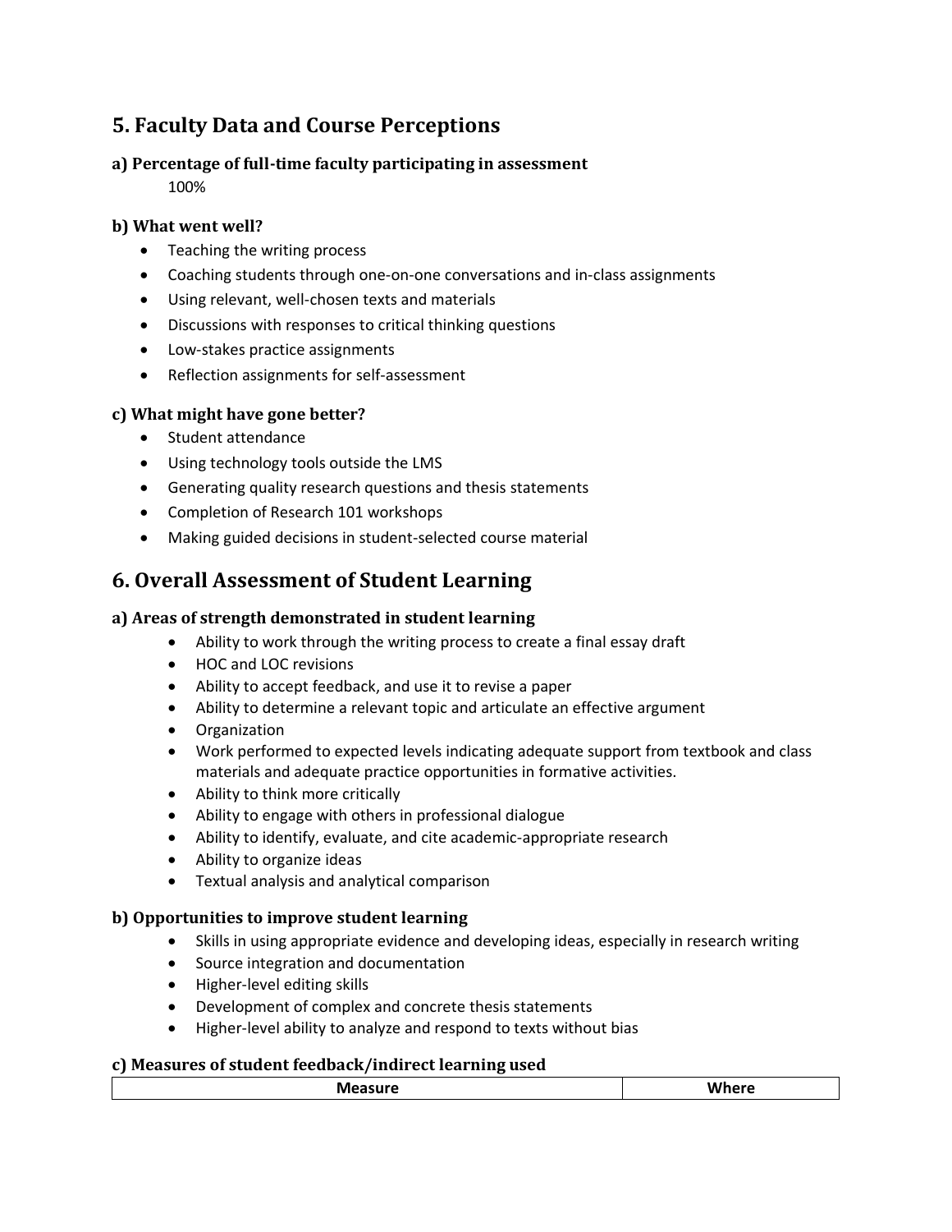## 5. Faculty Data and Course Perceptions

### a) Percentage of full-time faculty participating in assessment

100%

### b) What went well?

- Teaching the writing process
- Coaching students through one-on-one conversations and in-class assignments
- Using relevant, well-chosen texts and materials
- Discussions with responses to critical thinking questions
- Low-stakes practice assignments
- Reflection assignments for self-assessment

### c) What might have gone better?

- Student attendance
- Using technology tools outside the LMS
- Generating quality research questions and thesis statements
- Completion of Research 101 workshops
- Making guided decisions in student-selected course material

## 6. Overall Assessment of Student Learning

### a) Areas of strength demonstrated in student learning

- Ability to work through the writing process to create a final essay draft
- HOC and LOC revisions
- Ability to accept feedback, and use it to revise a paper
- Ability to determine a relevant topic and articulate an effective argument
- Organization
- Work performed to expected levels indicating adequate support from textbook and class materials and adequate practice opportunities in formative activities.
- Ability to think more critically
- Ability to engage with others in professional dialogue
- Ability to identify, evaluate, and cite academic-appropriate research
- Ability to organize ideas
- Textual analysis and analytical comparison

### b) Opportunities to improve student learning

- Skills in using appropriate evidence and developing ideas, especially in research writing
- Source integration and documentation
- Higher-level editing skills
- Development of complex and concrete thesis statements
- Higher-level ability to analyze and respond to texts without bias

### c) Measures of student feedback/indirect learning used

| Measure | Where |
| --- | --- |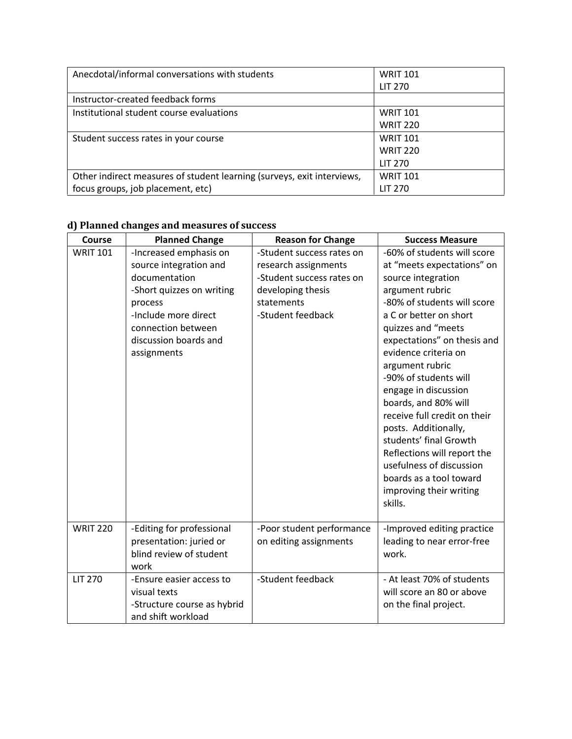| | |
|---|---|
| Anecdotal/informal conversations with students | WRIT 101<br>LIT 270 |
| Instructor-created feedback forms | |
| Institutional student course evaluations | WRIT 101<br>WRIT 220 |
| Student success rates in your course | WRIT 101<br>WRIT 220<br>LIT 270 |
| Other indirect measures of student learning (surveys, exit interviews, focus groups, job placement, etc) | WRIT 101<br>LIT 270 |

### d) Planned changes and measures of success

| Course | Planned Change | Reason for Change | Success Measure |
|---|---|---|---|
| WRIT 101 | -Increased emphasis on source integration and documentation<br>-Short quizzes on writing process<br>-Include more direct connection between discussion boards and assignments | -Student success rates on research assignments<br>-Student success rates on developing thesis statements<br>-Student feedback | -60% of students will score at "meets expectations" on source integration argument rubric<br>-80% of students will score a C or better on short quizzes and "meets expectations" on thesis and evidence criteria on argument rubric<br>-90% of students will engage in discussion boards, and 80% will receive full credit on their posts. Additionally, students' final Growth Reflections will report the usefulness of discussion boards as a tool toward improving their writing skills. |
| WRIT 220 | -Editing for professional presentation: juried or blind review of student work | -Poor student performance on editing assignments | -Improved editing practice leading to near error-free work. |
| LIT 270 | -Ensure easier access to visual texts<br>-Structure course as hybrid and shift workload | -Student feedback | - At least 70% of students will score an 80 or above on the final project. |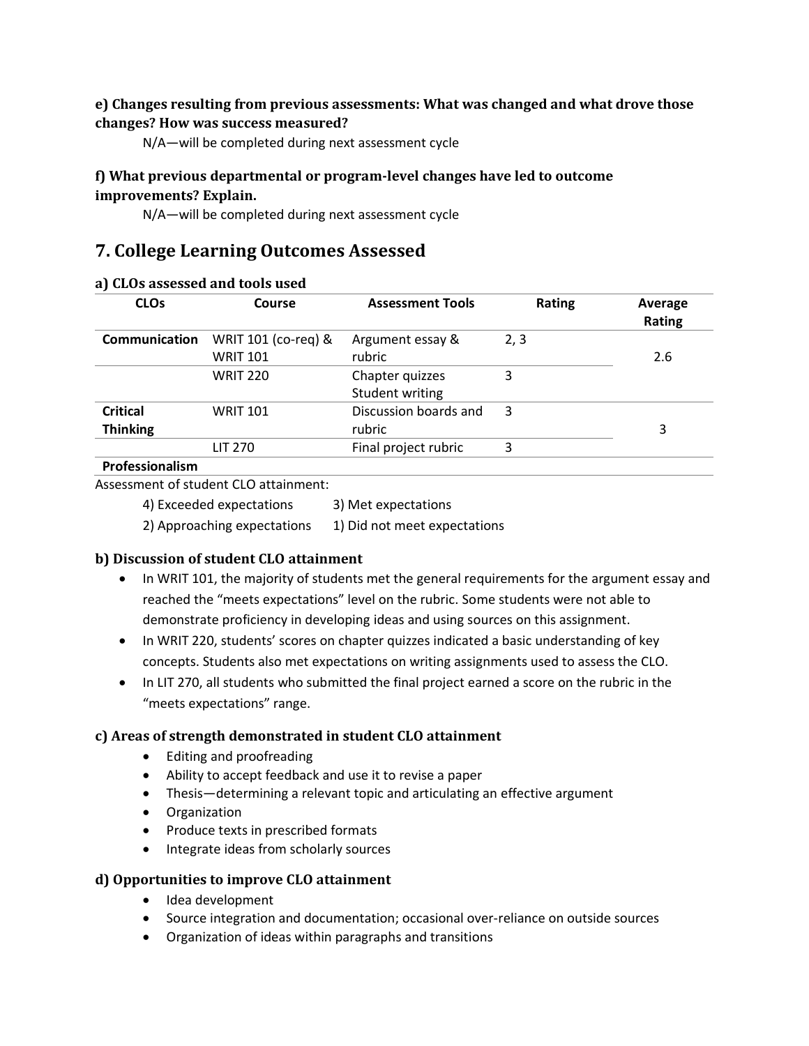### e) Changes resulting from previous assessments: What was changed and what drove those changes? How was success measured?

N/A—will be completed during next assessment cycle

### f) What previous departmental or program-level changes have led to outcome improvements? Explain.

N/A—will be completed during next assessment cycle

## 7. College Learning Outcomes Assessed

### a) CLOs assessed and tools used

| CLOs | Course | Assessment Tools | Rating | Average Rating |
|---|---|---|---|---|
| **Communication** | WRIT 101 (co-req) & WRIT 101 | Argument essay & rubric | 2, 3 | 2.6 |
| | WRIT 220 | Chapter quizzes Student writing | 3 | |
| **Critical Thinking** | WRIT 101 | Discussion boards and rubric | 3 | 3 |
| | LIT 270 | Final project rubric | 3 | |
| **Professionalism** | | | | |

Assessment of student CLO attainment:

4) Exceeded expectations 3) Met expectations

2) Approaching expectations 1) Did not meet expectations

### b) Discussion of student CLO attainment

- In WRIT 101, the majority of students met the general requirements for the argument essay and reached the "meets expectations" level on the rubric. Some students were not able to demonstrate proficiency in developing ideas and using sources on this assignment.
- In WRIT 220, students' scores on chapter quizzes indicated a basic understanding of key concepts. Students also met expectations on writing assignments used to assess the CLO.
- In LIT 270, all students who submitted the final project earned a score on the rubric in the "meets expectations" range.

### c) Areas of strength demonstrated in student CLO attainment

- Editing and proofreading
- Ability to accept feedback and use it to revise a paper
- Thesis—determining a relevant topic and articulating an effective argument
- Organization
- Produce texts in prescribed formats
- Integrate ideas from scholarly sources

### d) Opportunities to improve CLO attainment

- Idea development
- Source integration and documentation; occasional over-reliance on outside sources
- Organization of ideas within paragraphs and transitions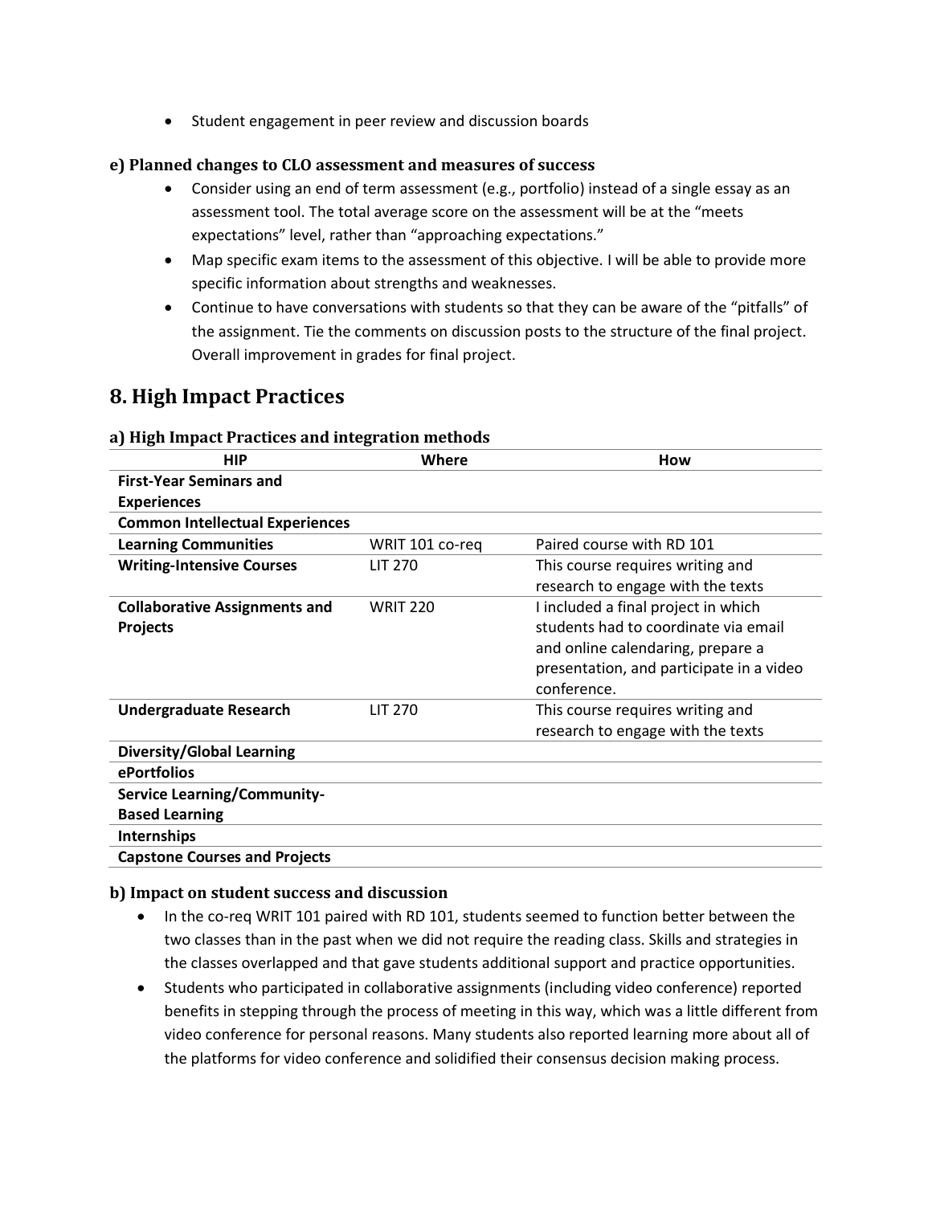- Student engagement in peer review and discussion boards

### e) Planned changes to CLO assessment and measures of success

- Consider using an end of term assessment (e.g., portfolio) instead of a single essay as an assessment tool. The total average score on the assessment will be at the "meets expectations" level, rather than "approaching expectations."
- Map specific exam items to the assessment of this objective. I will be able to provide more specific information about strengths and weaknesses.
- Continue to have conversations with students so that they can be aware of the "pitfalls" of the assignment. Tie the comments on discussion posts to the structure of the final project. Overall improvement in grades for final project.

## 8. High Impact Practices

### a) High Impact Practices and integration methods

| HIP | Where | How |
|---|---|---|
| **First-Year Seminars and Experiences** | | |
| **Common Intellectual Experiences** | | |
| **Learning Communities** | WRIT 101 co-req | Paired course with RD 101 |
| **Writing-Intensive Courses** | LIT 270 | This course requires writing and research to engage with the texts |
| **Collaborative Assignments and Projects** | WRIT 220 | I included a final project in which students had to coordinate via email and online calendaring, prepare a presentation, and participate in a video conference. |
| **Undergraduate Research** | LIT 270 | This course requires writing and research to engage with the texts |
| **Diversity/Global Learning** | | |
| **ePortfolios** | | |
| **Service Learning/Community-Based Learning** | | |
| **Internships** | | |
| **Capstone Courses and Projects** | | |

### b) Impact on student success and discussion

- In the co-req WRIT 101 paired with RD 101, students seemed to function better between the two classes than in the past when we did not require the reading class. Skills and strategies in the classes overlapped and that gave students additional support and practice opportunities.
- Students who participated in collaborative assignments (including video conference) reported benefits in stepping through the process of meeting in this way, which was a little different from video conference for personal reasons. Many students also reported learning more about all of the platforms for video conference and solidified their consensus decision making process.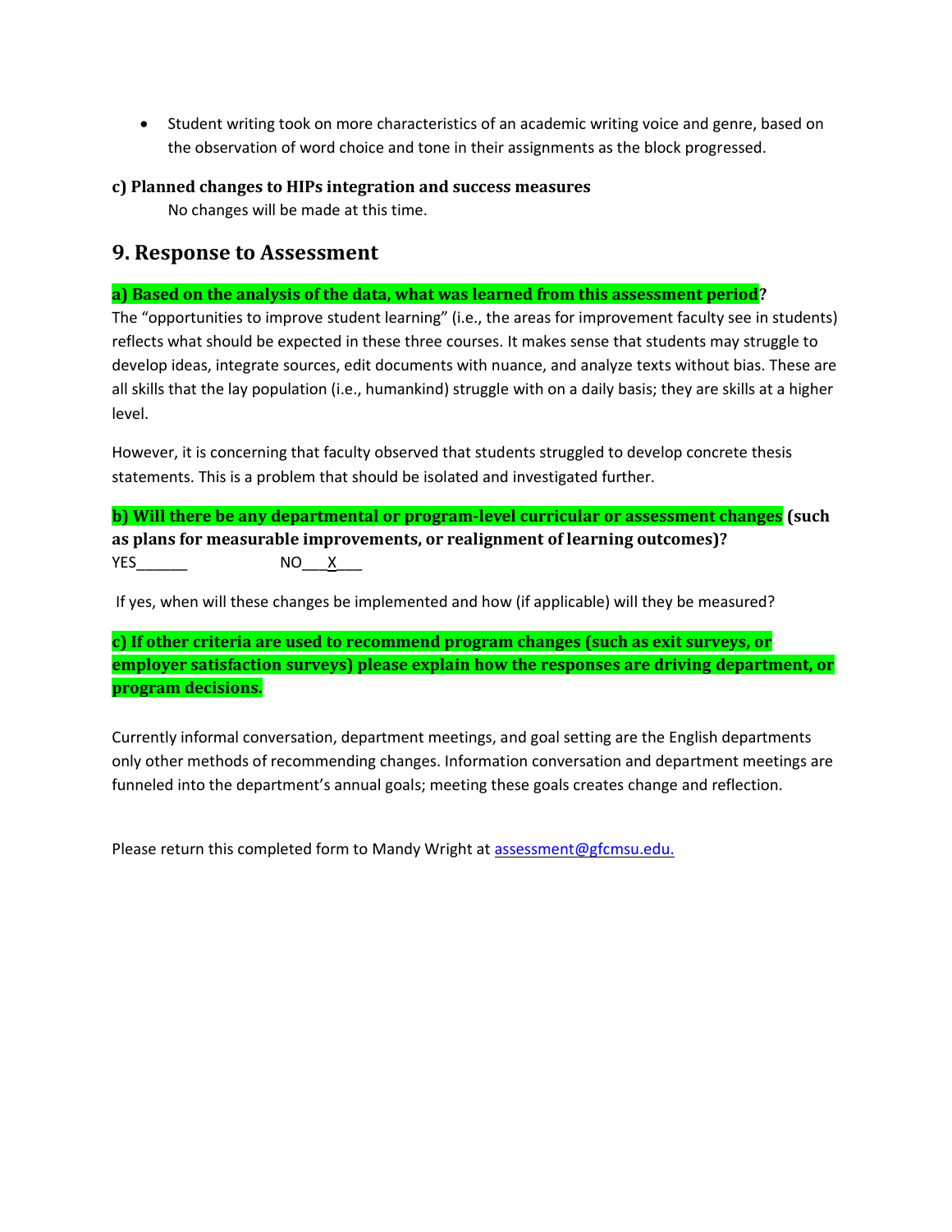- Student writing took on more characteristics of an academic writing voice and genre, based on the observation of word choice and tone in their assignments as the block progressed.

**c) Planned changes to HIPs integration and success measures**

No changes will be made at this time.

## 9. Response to Assessment

**a) Based on the analysis of the data, what was learned from this assessment period?**

The "opportunities to improve student learning" (i.e., the areas for improvement faculty see in students) reflects what should be expected in these three courses. It makes sense that students may struggle to develop ideas, integrate sources, edit documents with nuance, and analyze texts without bias. These are all skills that the lay population (i.e., humankind) struggle with on a daily basis; they are skills at a higher level.

However, it is concerning that faculty observed that students struggled to develop concrete thesis statements. This is a problem that should be isolated and investigated further.

**b) Will there be any departmental or program-level curricular or assessment changes (such as plans for measurable improvements, or realignment of learning outcomes)?**

YES______ NO___X___

If yes, when will these changes be implemented and how (if applicable) will they be measured?

**c) If other criteria are used to recommend program changes (such as exit surveys, or employer satisfaction surveys) please explain how the responses are driving department, or program decisions.**

Currently informal conversation, department meetings, and goal setting are the English departments only other methods of recommending changes. Information conversation and department meetings are funneled into the department's annual goals; meeting these goals creates change and reflection.

Please return this completed form to Mandy Wright at assessment@gfcmsu.edu.